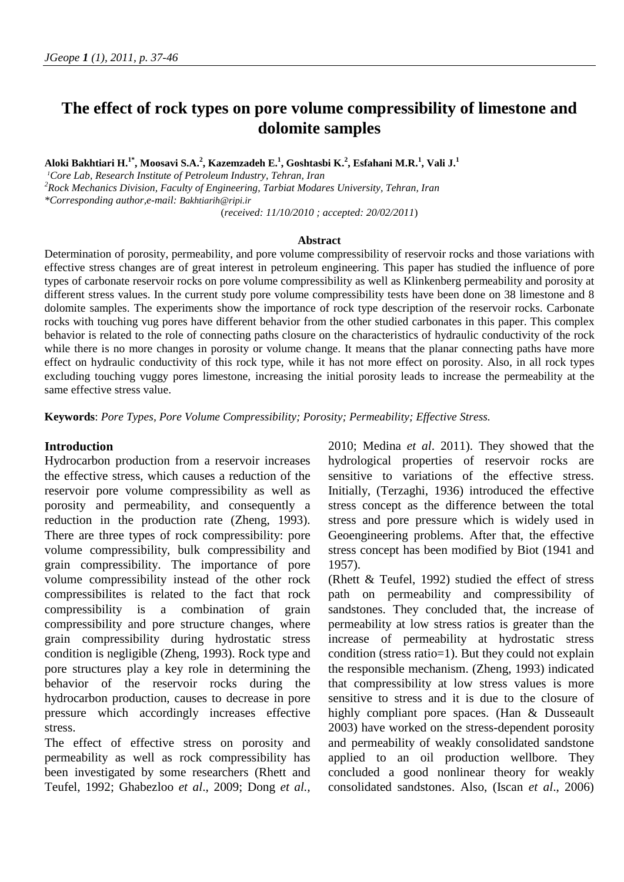# The effect of rock types on pore volume compressibility of limestone and dolomite samples

**Aloki Bakhtiari H.[1*], Moosavi S.A.[2], Kazemzadeh E.[1], Goshtasbi K.[2], Esfahani M.R.[1], Vali J.[1]**

[1]*Core Lab, Research Institute of Petroleum Industry, Tehran, Iran*
[2]*Rock Mechanics Division, Faculty of Engineering, Tarbiat Modares University, Tehran, Iran*
*\*Corresponding author,e-mail: Bakhtiarih@ripi.ir*

(*received: 11/10/2010 ; accepted: 20/02/2011*)

## Abstract

Determination of porosity, permeability, and pore volume compressibility of reservoir rocks and those variations with effective stress changes are of great interest in petroleum engineering. This paper has studied the influence of pore types of carbonate reservoir rocks on pore volume compressibility as well as Klinkenberg permeability and porosity at different stress values. In the current study pore volume compressibility tests have been done on 38 limestone and 8 dolomite samples. The experiments show the importance of rock type description of the reservoir rocks. Carbonate rocks with touching vug pores have different behavior from the other studied carbonates in this paper. This complex behavior is related to the role of connecting paths closure on the characteristics of hydraulic conductivity of the rock while there is no more changes in porosity or volume change. It means that the planar connecting paths have more effect on hydraulic conductivity of this rock type, while it has not more effect on porosity. Also, in all rock types excluding touching vuggy pores limestone, increasing the initial porosity leads to increase the permeability at the same effective stress value.

**Keywords**: *Pore Types, Pore Volume Compressibility; Porosity; Permeability; Effective Stress.*

## Introduction

Hydrocarbon production from a reservoir increases the effective stress, which causes a reduction of the reservoir pore volume compressibility as well as porosity and permeability, and consequently a reduction in the production rate (Zheng, 1993). There are three types of rock compressibility: pore volume compressibility, bulk compressibility and grain compressibility. The importance of pore volume compressibility instead of the other rock compressibilites is related to the fact that rock compressibility is a combination of grain compressibility and pore structure changes, where grain compressibility during hydrostatic stress condition is negligible (Zheng, 1993). Rock type and pore structures play a key role in determining the behavior of the reservoir rocks during the hydrocarbon production, causes to decrease in pore pressure which accordingly increases effective stress.

The effect of effective stress on porosity and permeability as well as rock compressibility has been investigated by some researchers (Rhett and Teufel, 1992; Ghabezloo *et al*., 2009; Dong *et al.*, 2010; Medina *et al*. 2011). They showed that the hydrological properties of reservoir rocks are sensitive to variations of the effective stress. Initially, (Terzaghi, 1936) introduced the effective stress concept as the difference between the total stress and pore pressure which is widely used in Geoengineering problems. After that, the effective stress concept has been modified by Biot (1941 and 1957).

(Rhett & Teufel, 1992) studied the effect of stress path on permeability and compressibility of sandstones. They concluded that, the increase of permeability at low stress ratios is greater than the increase of permeability at hydrostatic stress condition (stress ratio=1). But they could not explain the responsible mechanism. (Zheng, 1993) indicated that compressibility at low stress values is more sensitive to stress and it is due to the closure of highly compliant pore spaces. (Han & Dusseault 2003) have worked on the stress-dependent porosity and permeability of weakly consolidated sandstone applied to an oil production wellbore. They concluded a good nonlinear theory for weakly consolidated sandstones. Also, (Iscan *et al*., 2006)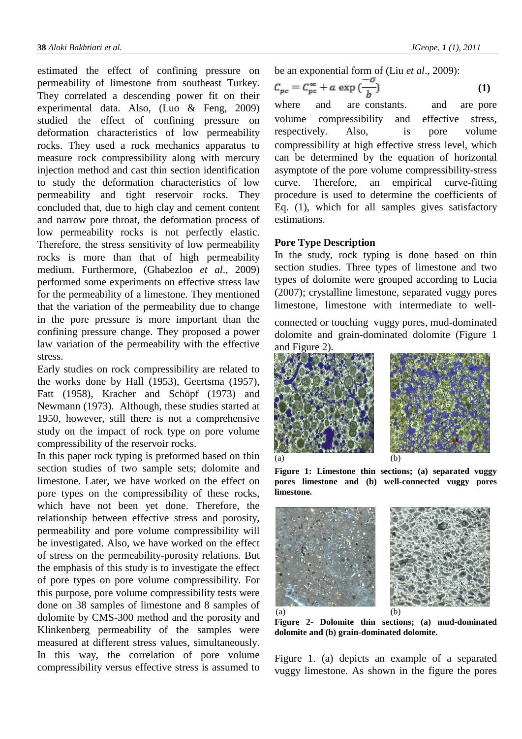estimated the effect of confining pressure on permeability of limestone from southeast Turkey. They correlated a descending power fit on their experimental data. Also, (Luo & Feng, 2009) studied the effect of confining pressure on deformation characteristics of low permeability rocks. They used a rock mechanics apparatus to measure rock compressibility along with mercury injection method and cast thin section identification to study the deformation characteristics of low permeability and tight reservoir rocks. They concluded that, due to high clay and cement content and narrow pore throat, the deformation process of low permeability rocks is not perfectly elastic. Therefore, the stress sensitivity of low permeability rocks is more than that of high permeability medium. Furthermore, (Ghabezloo *et al*., 2009) performed some experiments on effective stress law for the permeability of a limestone. They mentioned that the variation of the permeability due to change in the pore pressure is more important than the confining pressure change. They proposed a power law variation of the permeability with the effective stress.

Early studies on rock compressibility are related to the works done by Hall (1953), Geertsma (1957), Fatt (1958), Kracher and Schöpf (1973) and Newmann (1973). Although, these studies started at 1950, however, still there is not a comprehensive study on the impact of rock type on pore volume compressibility of the reservoir rocks.

In this paper rock typing is preformed based on thin section studies of two sample sets; dolomite and limestone. Later, we have worked on the effect on pore types on the compressibility of these rocks, which have not been yet done. Therefore, the relationship between effective stress and porosity, permeability and pore volume compressibility will be investigated. Also, we have worked on the effect of stress on the permeability-porosity relations. But the emphasis of this study is to investigate the effect of pore types on pore volume compressibility. For this purpose, pore volume compressibility tests were done on 38 samples of limestone and 8 samples of dolomite by CMS-300 method and the porosity and Klinkenberg permeability of the samples were measured at different stress values, simultaneously. In this way, the correlation of pore volume compressibility versus effective stress is assumed to be an exponential form of (Liu *et al*., 2009):

$$C_{pc} = C_{pc}^{\infty} + a \exp\left(\frac{-\sigma}{b}\right) \quad \textbf{(1)}$$

where and are constants. and are pore volume compressibility and effective stress, respectively. Also, is pore volume compressibility at high effective stress level, which can be determined by the equation of horizontal asymptote of the pore volume compressibility-stress curve. Therefore, an empirical curve-fitting procedure is used to determine the coefficients of Eq. (1), which for all samples gives satisfactory estimations.

## Pore Type Description

In the study, rock typing is done based on thin section studies. Three types of limestone and two types of dolomite were grouped according to Lucia (2007); crystalline limestone, separated vuggy pores limestone, limestone with intermediate to well-connected or touching vuggy pores, mud-dominated dolomite and grain-dominated dolomite (Figure 1 and Figure 2).

(a) (b)

**Figure 1: Limestone thin sections; (a) separated vuggy pores limestone and (b) well-connected vuggy pores limestone.**

(a) (b)

**Figure 2- Dolomite thin sections; (a) mud-dominated dolomite and (b) grain-dominated dolomite.**

Figure 1. (a) depicts an example of a separated vuggy limestone. As shown in the figure the pores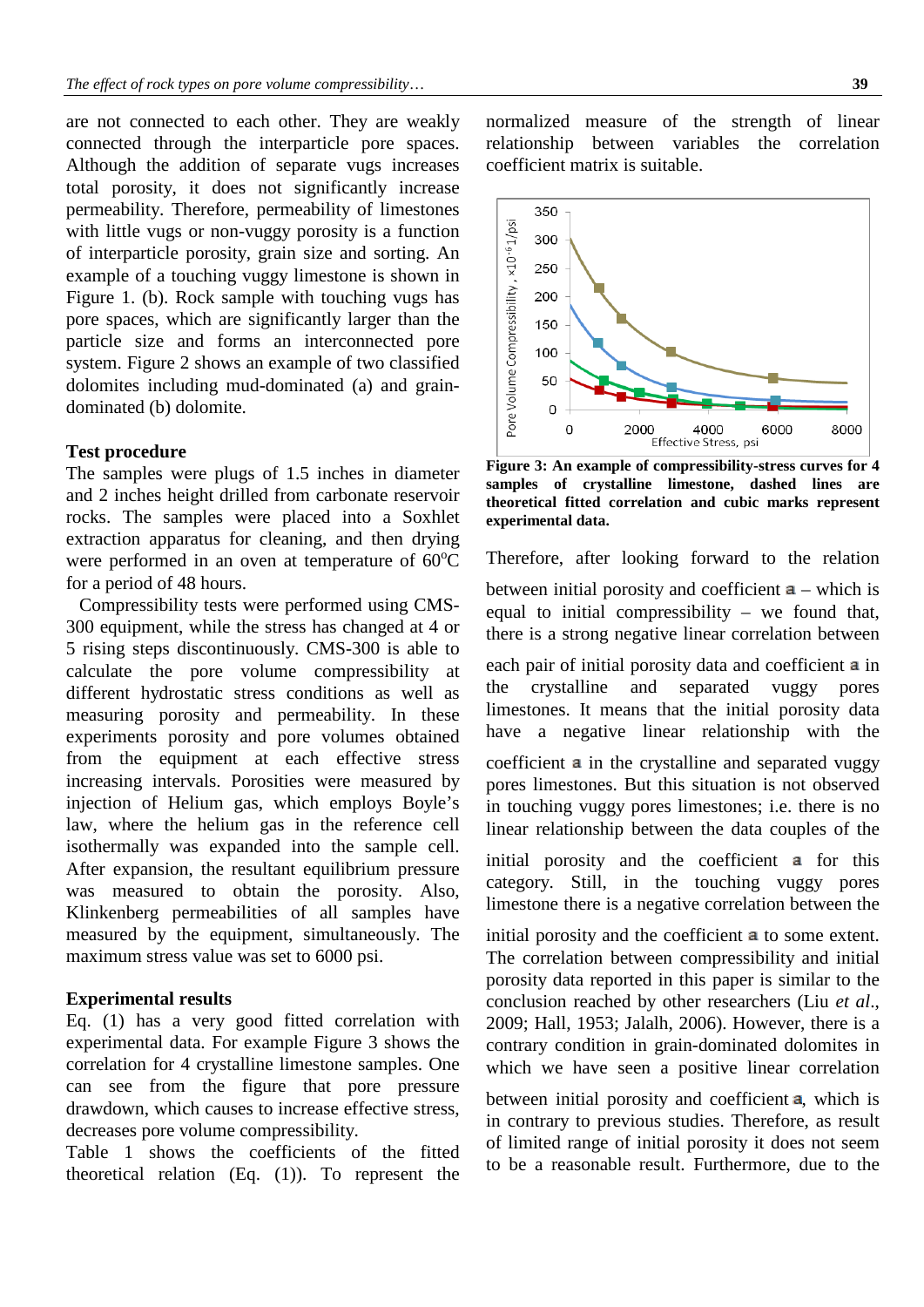are not connected to each other. They are weakly connected through the interparticle pore spaces. Although the addition of separate vugs increases total porosity, it does not significantly increase permeability. Therefore, permeability of limestones with little vugs or non-vuggy porosity is a function of interparticle porosity, grain size and sorting. An example of a touching vuggy limestone is shown in Figure 1. (b). Rock sample with touching vugs has pore spaces, which are significantly larger than the particle size and forms an interconnected pore system. Figure 2 shows an example of two classified dolomites including mud-dominated (a) and grain-dominated (b) dolomite.

### Test procedure

The samples were plugs of 1.5 inches in diameter and 2 inches height drilled from carbonate reservoir rocks. The samples were placed into a Soxhlet extraction apparatus for cleaning, and then drying were performed in an oven at temperature of 60°C for a period of 48 hours.

Compressibility tests were performed using CMS-300 equipment, while the stress has changed at 4 or 5 rising steps discontinuously. CMS-300 is able to calculate the pore volume compressibility at different hydrostatic stress conditions as well as measuring porosity and permeability. In these experiments porosity and pore volumes obtained from the equipment at each effective stress increasing intervals. Porosities were measured by injection of Helium gas, which employs Boyle's law, where the helium gas in the reference cell isothermally was expanded into the sample cell. After expansion, the resultant equilibrium pressure was measured to obtain the porosity. Also, Klinkenberg permeabilities of all samples have measured by the equipment, simultaneously. The maximum stress value was set to 6000 psi.

### Experimental results

Eq. (1) has a very good fitted correlation with experimental data. For example Figure 3 shows the correlation for 4 crystalline limestone samples. One can see from the figure that pore pressure drawdown, which causes to increase effective stress, decreases pore volume compressibility.

Table 1 shows the coefficients of the fitted theoretical relation (Eq. (1)). To represent the normalized measure of the strength of linear relationship between variables the correlation coefficient matrix is suitable.

**Figure 3: An example of compressibility-stress curves for 4 samples of crystalline limestone, dashed lines are theoretical fitted correlation and cubic marks represent experimental data.**

Therefore, after looking forward to the relation between initial porosity and coefficient $a$ – which is equal to initial compressibility – we found that, there is a strong negative linear correlation between each pair of initial porosity data and coefficient $a$ in the crystalline and separated vuggy pores limestones. It means that the initial porosity data have a negative linear relationship with the coefficient $a$ in the crystalline and separated vuggy pores limestones. But this situation is not observed in touching vuggy pores limestones; i.e. there is no linear relationship between the data couples of the initial porosity and the coefficient $a$ for this category. Still, in the touching vuggy pores limestone there is a negative correlation between the initial porosity and the coefficient $a$ to some extent. The correlation between compressibility and initial porosity data reported in this paper is similar to the conclusion reached by other researchers (Liu *et al.*, 2009; Hall, 1953; Jalalh, 2006). However, there is a contrary condition in grain-dominated dolomites in which we have seen a positive linear correlation between initial porosity and coefficient $a$, which is in contrary to previous studies. Therefore, as result of limited range of initial porosity it does not seem to be a reasonable result. Furthermore, due to the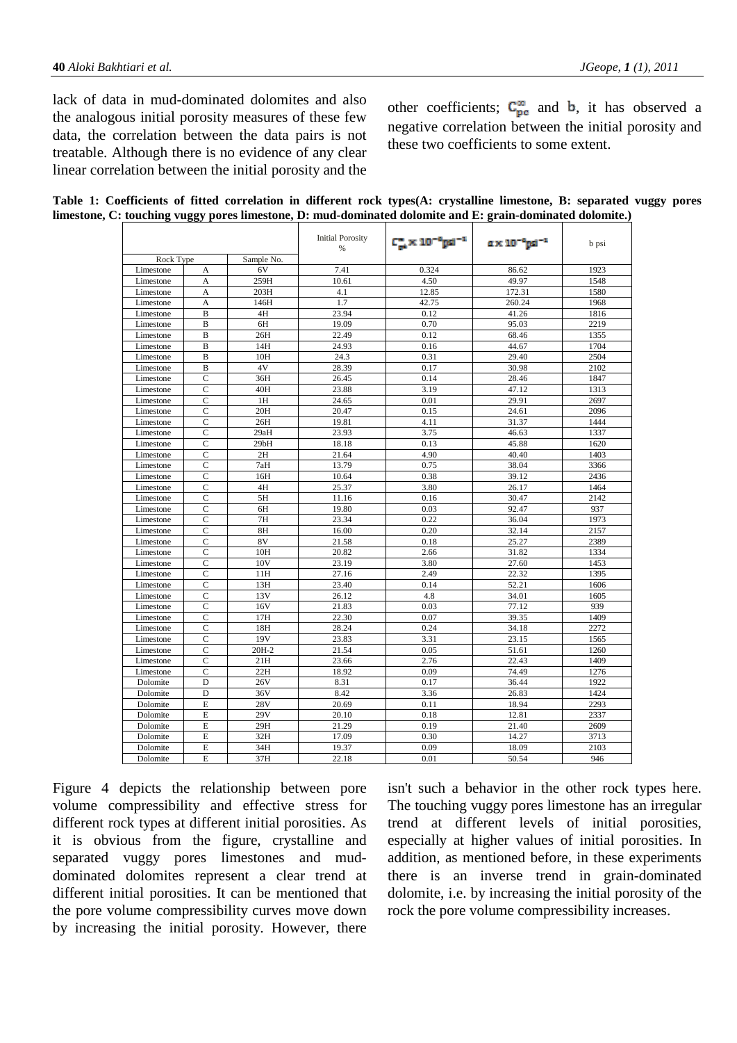lack of data in mud-dominated dolomites and also the analogous initial porosity measures of these few data, the correlation between the data pairs is not treatable. Although there is no evidence of any clear linear correlation between the initial porosity and the other coefficients; $C^{\infty}_{pc}$ and $b$, it has observed a negative correlation between the initial porosity and these two coefficients to some extent.

**Table 1: Coefficients of fitted correlation in different rock types(A: crystalline limestone, B: separated vuggy pores limestone, C: touching vuggy pores limestone, D: mud-dominated dolomite and E: grain-dominated dolomite.)**

| Rock Type | | Sample No. | Initial Porosity % | $C^{\infty}_{pc} \times 10^{-6} psi^{-1}$ | $a \times 10^{-6} psi^{-1}$ | b psi |
|---|---|---|---|---|---|---|
| Limestone | A | 6V | 7.41 | 0.324 | 86.62 | 1923 |
| Limestone | A | 259H | 10.61 | 4.50 | 49.97 | 1548 |
| Limestone | A | 203H | 4.1 | 12.85 | 172.31 | 1580 |
| Limestone | A | 146H | 1.7 | 42.75 | 260.24 | 1968 |
| Limestone | B | 4H | 23.94 | 0.12 | 41.26 | 1816 |
| Limestone | B | 6H | 19.09 | 0.70 | 95.03 | 2219 |
| Limestone | B | 26H | 22.49 | 0.12 | 68.46 | 1355 |
| Limestone | B | 14H | 24.93 | 0.16 | 44.67 | 1704 |
| Limestone | B | 10H | 24.3 | 0.31 | 29.40 | 2504 |
| Limestone | B | 4V | 28.39 | 0.17 | 30.98 | 2102 |
| Limestone | C | 36H | 26.45 | 0.14 | 28.46 | 1847 |
| Limestone | C | 40H | 23.88 | 3.19 | 47.12 | 1313 |
| Limestone | C | 1H | 24.65 | 0.01 | 29.91 | 2697 |
| Limestone | C | 20H | 20.47 | 0.15 | 24.61 | 2096 |
| Limestone | C | 26H | 19.81 | 4.11 | 31.37 | 1444 |
| Limestone | C | 29aH | 23.93 | 3.75 | 46.63 | 1337 |
| Limestone | C | 29bH | 18.18 | 0.13 | 45.88 | 1620 |
| Limestone | C | 2H | 21.64 | 4.90 | 40.40 | 1403 |
| Limestone | C | 7aH | 13.79 | 0.75 | 38.04 | 3366 |
| Limestone | C | 16H | 10.64 | 0.38 | 39.12 | 2436 |
| Limestone | C | 4H | 25.37 | 3.80 | 26.17 | 1464 |
| Limestone | C | 5H | 11.16 | 0.16 | 30.47 | 2142 |
| Limestone | C | 6H | 19.80 | 0.03 | 92.47 | 937 |
| Limestone | C | 7H | 23.34 | 0.22 | 36.04 | 1973 |
| Limestone | C | 8H | 16.00 | 0.20 | 32.14 | 2157 |
| Limestone | C | 8V | 21.58 | 0.18 | 25.27 | 2389 |
| Limestone | C | 10H | 20.82 | 2.66 | 31.82 | 1334 |
| Limestone | C | 10V | 23.19 | 3.80 | 27.60 | 1453 |
| Limestone | C | 11H | 27.16 | 2.49 | 22.32 | 1395 |
| Limestone | C | 13H | 23.40 | 0.14 | 52.21 | 1606 |
| Limestone | C | 13V | 26.12 | 4.8 | 34.01 | 1605 |
| Limestone | C | 16V | 21.83 | 0.03 | 77.12 | 939 |
| Limestone | C | 17H | 22.30 | 0.07 | 39.35 | 1409 |
| Limestone | C | 18H | 28.24 | 0.24 | 34.18 | 2272 |
| Limestone | C | 19V | 23.83 | 3.31 | 23.15 | 1565 |
| Limestone | C | 20H-2 | 21.54 | 0.05 | 51.61 | 1260 |
| Limestone | C | 21H | 23.66 | 2.76 | 22.43 | 1409 |
| Limestone | C | 22H | 18.92 | 0.09 | 74.49 | 1276 |
| Dolomite | D | 26V | 8.31 | 0.17 | 36.44 | 1922 |
| Dolomite | D | 36V | 8.42 | 3.36 | 26.83 | 1424 |
| Dolomite | E | 28V | 20.69 | 0.11 | 18.94 | 2293 |
| Dolomite | E | 29V | 20.10 | 0.18 | 12.81 | 2337 |
| Dolomite | E | 29H | 21.29 | 0.19 | 21.40 | 2609 |
| Dolomite | E | 32H | 17.09 | 0.30 | 14.27 | 3713 |
| Dolomite | E | 34H | 19.37 | 0.09 | 18.09 | 2103 |
| Dolomite | E | 37H | 22.18 | 0.01 | 50.54 | 946 |

Figure 4 depicts the relationship between pore volume compressibility and effective stress for different rock types at different initial porosities. As it is obvious from the figure, crystalline and separated vuggy pores limestones and mud-dominated dolomites represent a clear trend at different initial porosities. It can be mentioned that the pore volume compressibility curves move down by increasing the initial porosity. However, there isn't such a behavior in the other rock types here. The touching vuggy pores limestone has an irregular trend at different levels of initial porosities, especially at higher values of initial porosities. In addition, as mentioned before, in these experiments there is an inverse trend in grain-dominated dolomite, i.e. by increasing the initial porosity of the rock the pore volume compressibility increases.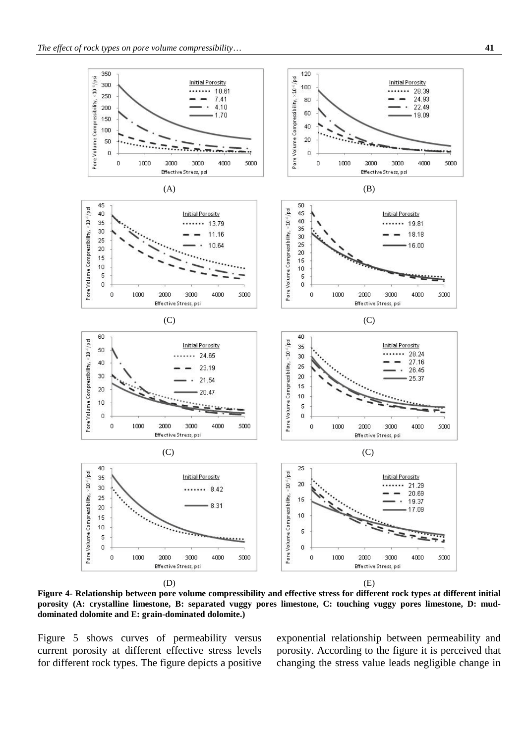**Figure 4- Relationship between pore volume compressibility and effective stress for different rock types at different initial porosity (A: crystalline limestone, B: separated vuggy pores limestone, C: touching vuggy pores limestone, D: mud-dominated dolomite and E: grain-dominated dolomite.)**

Figure 5 shows curves of permeability versus current porosity at different effective stress levels for different rock types. The figure depicts a positive exponential relationship between permeability and porosity. According to the figure it is perceived that changing the stress value leads negligible change in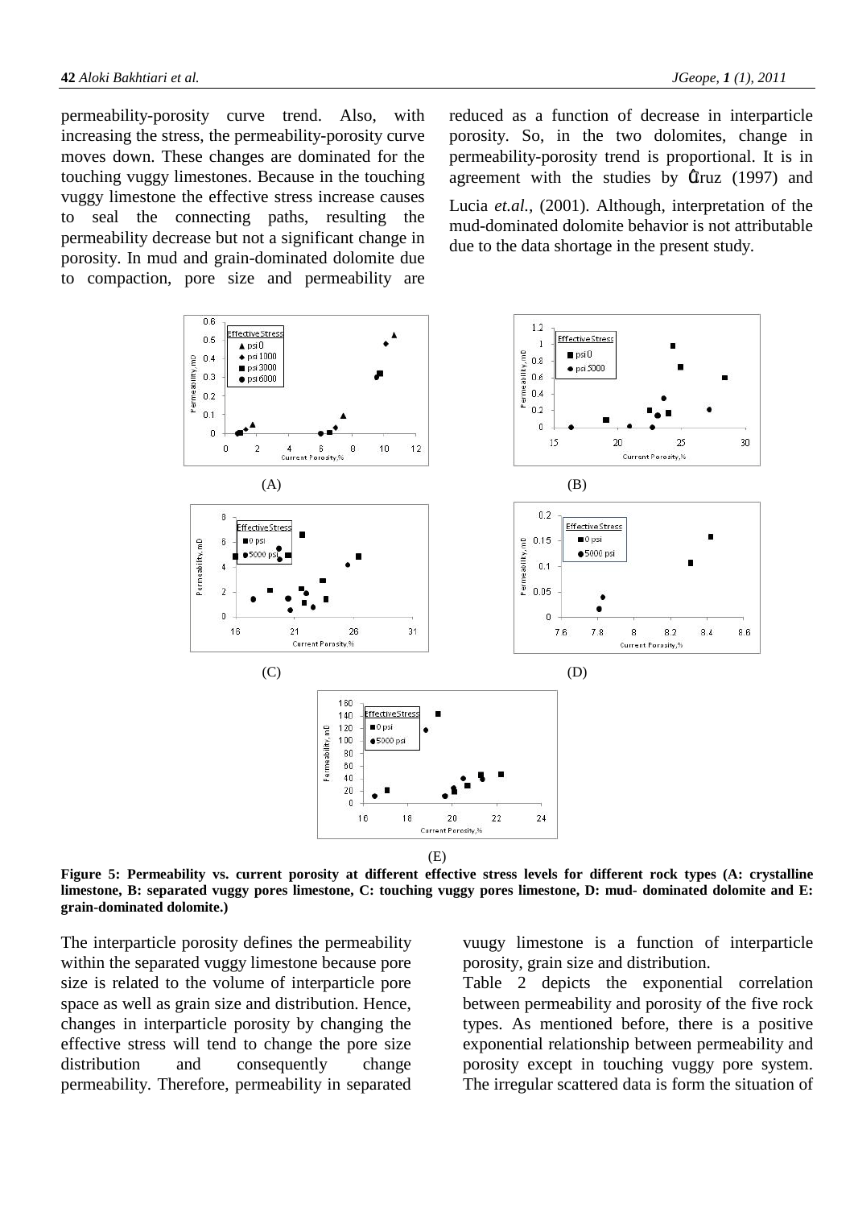permeability-porosity curve trend. Also, with increasing the stress, the permeability-porosity curve moves down. These changes are dominated for the touching vuggy limestones. Because in the touching vuggy limestone the effective stress increase causes to seal the connecting paths, resulting the permeability decrease but not a significant change in porosity. In mud and grain-dominated dolomite due to compaction, pore size and permeability are reduced as a function of decrease in interparticle porosity. So, in the two dolomites, change in permeability-porosity trend is proportional. It is in agreement with the studies by Ĝruz (1997) and Lucia *et.al.*, (2001). Although, interpretation of the mud-dominated dolomite behavior is not attributable due to the data shortage in the present study.

(A)

(B)

(C)

(D)

(E)

**Figure 5: Permeability vs. current porosity at different effective stress levels for different rock types (A: crystalline limestone, B: separated vuggy pores limestone, C: touching vuggy pores limestone, D: mud- dominated dolomite and E: grain-dominated dolomite.)**

The interparticle porosity defines the permeability within the separated vuggy limestone because pore size is related to the volume of interparticle pore space as well as grain size and distribution. Hence, changes in interparticle porosity by changing the effective stress will tend to change the pore size distribution and consequently change permeability. Therefore, permeability in separated vuugy limestone is a function of interparticle porosity, grain size and distribution.

Table 2 depicts the exponential correlation between permeability and porosity of the five rock types. As mentioned before, there is a positive exponential relationship between permeability and porosity except in touching vuggy pore system. The irregular scattered data is form the situation of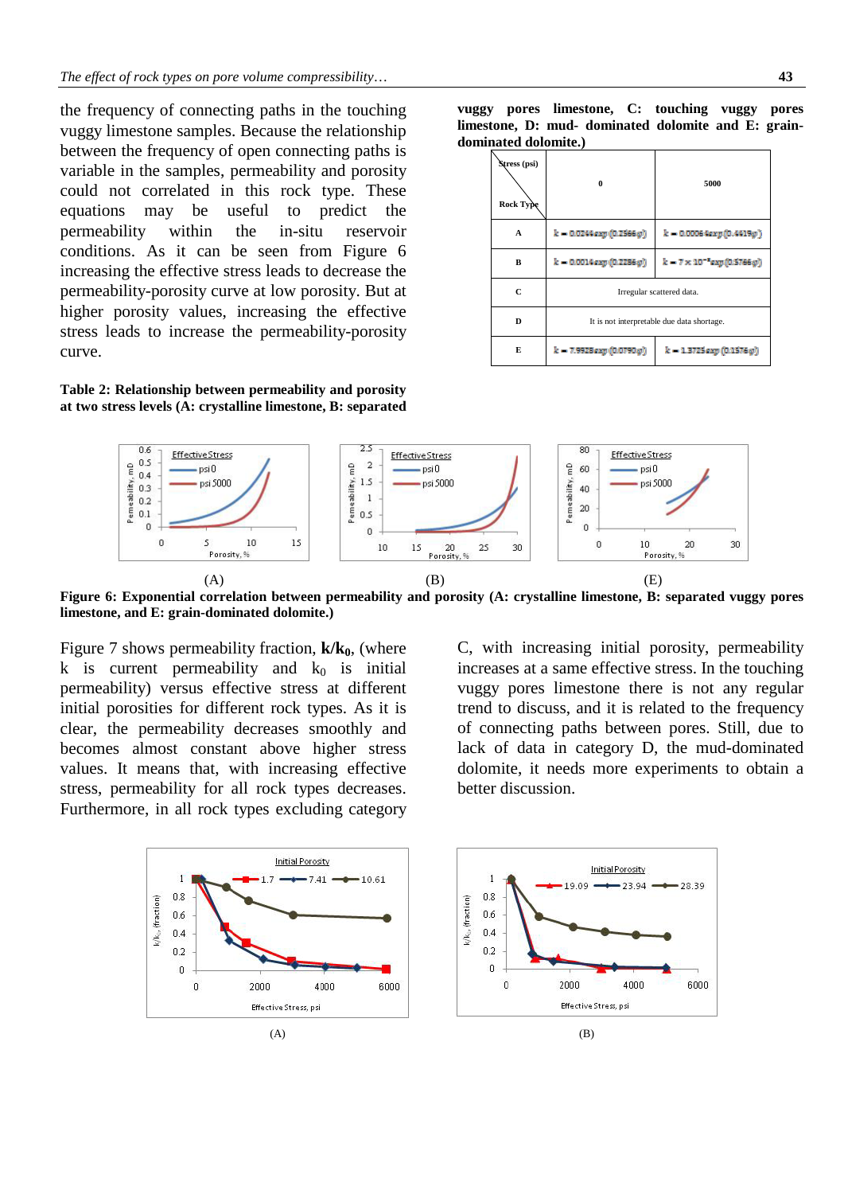the frequency of connecting paths in the touching vuggy limestone samples. Because the relationship between the frequency of open connecting paths is variable in the samples, permeability and porosity could not correlated in this rock type. These equations may be useful to predict the permeability within the in-situ reservoir conditions. As it can be seen from Figure 6 increasing the effective stress leads to decrease the permeability-porosity curve at low porosity. But at higher porosity values, increasing the effective stress leads to increase the permeability-porosity curve.

**Table 2: Relationship between permeability and porosity at two stress levels (A: crystalline limestone, B: separated vuggy pores limestone, C: touching vuggy pores limestone, D: mud- dominated dolomite and E: grain-dominated dolomite.)**

| Stress (psi) / Rock Type | 0 | 5000 |
|---|---|---|
| A | $k = 0.0244\exp(0.2566\varphi)$ | $k = 0.0006\exp(0.4419\varphi)$ |
| B | $k = 0.0014\exp(0.2286\varphi)$ | $k = 7\times10^{-7}\exp(0.5766\varphi)$ |
| C | Irregular scattered data. | |
| D | It is not interpretable due data shortage. | |
| E | $k = 7.9928\exp(0.0790\varphi)$ | $k = 1.3725\exp(0.1576\varphi)$ |

(A) (B) (E)

**Figure 6: Exponential correlation between permeability and porosity (A: crystalline limestone, B: separated vuggy pores limestone, and E: grain-dominated dolomite.)**

Figure 7 shows permeability fraction, **$k/k_0$**, (where k is current permeability and $k_0$ is initial permeability) versus effective stress at different initial porosities for different rock types. As it is clear, the permeability decreases smoothly and becomes almost constant above higher stress values. It means that, with increasing effective stress, permeability for all rock types decreases. Furthermore, in all rock types excluding category C, with increasing initial porosity, permeability increases at a same effective stress. In the touching vuggy pores limestone there is not any regular trend to discuss, and it is related to the frequency of connecting paths between pores. Still, due to lack of data in category D, the mud-dominated dolomite, it needs more experiments to obtain a better discussion.

(A) (B)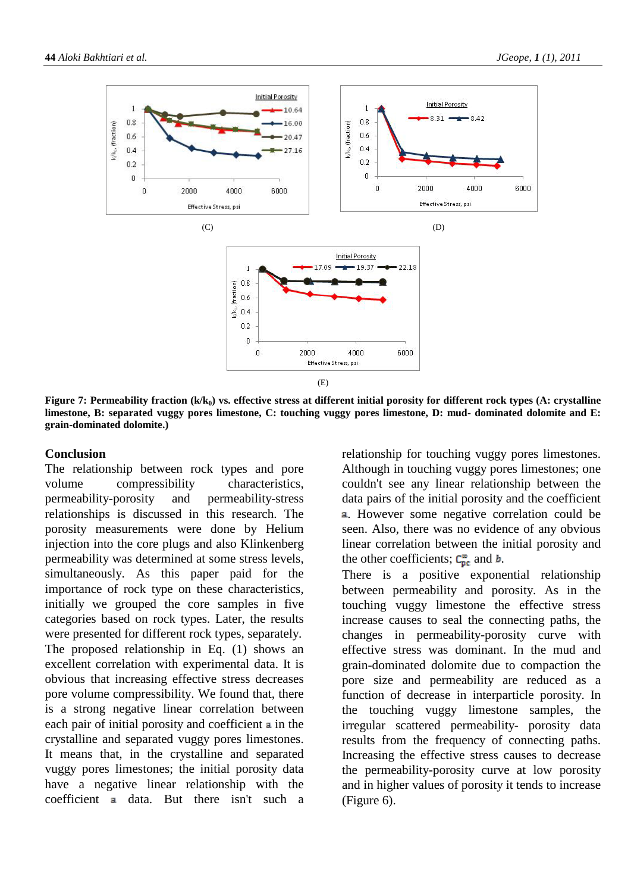(C)

(D)

(E)

**Figure 7: Permeability fraction ($k/k_0$) vs. effective stress at different initial porosity for different rock types (A: crystalline limestone, B: separated vuggy pores limestone, C: touching vuggy pores limestone, D: mud- dominated dolomite and E: grain-dominated dolomite.)**

## Conclusion

The relationship between rock types and pore volume compressibility characteristics, permeability-porosity and permeability-stress relationships is discussed in this research. The porosity measurements were done by Helium injection into the core plugs and also Klinkenberg permeability was determined at some stress levels, simultaneously. As this paper paid for the importance of rock type on these characteristics, initially we grouped the core samples in five categories based on rock types. Later, the results were presented for different rock types, separately.

The proposed relationship in Eq. (1) shows an excellent correlation with experimental data. It is obvious that increasing effective stress decreases pore volume compressibility. We found that, there is a strong negative linear correlation between each pair of initial porosity and coefficient $a$ in the crystalline and separated vuggy pores limestones. It means that, in the crystalline and separated vuggy pores limestones; the initial porosity data have a negative linear relationship with the coefficient $a$ data. But there isn't such a relationship for touching vuggy pores limestones. Although in touching vuggy pores limestones; one couldn't see any linear relationship between the data pairs of the initial porosity and the coefficient $a$. However some negative correlation could be seen. Also, there was no evidence of any obvious linear correlation between the initial porosity and the other coefficients; $C_{pc}^{\infty}$ and $b$.

There is a positive exponential relationship between permeability and porosity. As in the touching vuggy limestone the effective stress increase causes to seal the connecting paths, the changes in permeability-porosity curve with effective stress was dominant. In the mud and grain-dominated dolomite due to compaction the pore size and permeability are reduced as a function of decrease in interparticle porosity. In the touching vuggy limestone samples, the irregular scattered permeability- porosity data results from the frequency of connecting paths. Increasing the effective stress causes to decrease the permeability-porosity curve at low porosity and in higher values of porosity it tends to increase (Figure 6).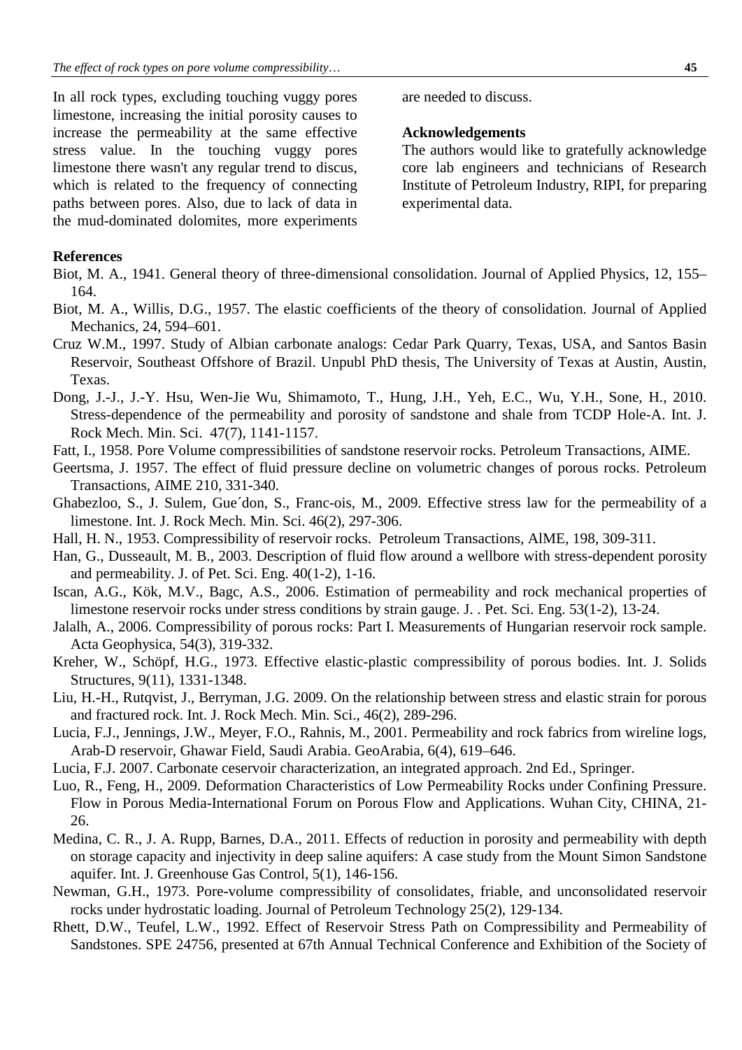In all rock types, excluding touching vuggy pores limestone, increasing the initial porosity causes to increase the permeability at the same effective stress value. In the touching vuggy pores limestone there wasn't any regular trend to discus, which is related to the frequency of connecting paths between pores. Also, due to lack of data in the mud-dominated dolomites, more experiments are needed to discuss.

### Acknowledgements

The authors would like to gratefully acknowledge core lab engineers and technicians of Research Institute of Petroleum Industry, RIPI, for preparing experimental data.

### References

Biot, M. A., 1941. General theory of three-dimensional consolidation. Journal of Applied Physics, 12, 155–164.

Biot, M. A., Willis, D.G., 1957. The elastic coefficients of the theory of consolidation. Journal of Applied Mechanics, 24, 594–601.

Cruz W.M., 1997. Study of Albian carbonate analogs: Cedar Park Quarry, Texas, USA, and Santos Basin Reservoir, Southeast Offshore of Brazil. Unpubl PhD thesis, The University of Texas at Austin, Austin, Texas.

Dong, J.-J., J.-Y. Hsu, Wen-Jie Wu, Shimamoto, T., Hung, J.H., Yeh, E.C., Wu, Y.H., Sone, H., 2010. Stress-dependence of the permeability and porosity of sandstone and shale from TCDP Hole-A. Int. J. Rock Mech. Min. Sci. 47(7), 1141-1157.

Fatt, I., 1958. Pore Volume compressibilities of sandstone reservoir rocks. Petroleum Transactions, AIME.

Geertsma, J. 1957. The effect of fluid pressure decline on volumetric changes of porous rocks. Petroleum Transactions, AIME 210, 331-340.

Ghabezloo, S., J. Sulem, Gue´don, S., Franc-ois, M., 2009. Effective stress law for the permeability of a limestone. Int. J. Rock Mech. Min. Sci. 46(2), 297-306.

Hall, H. N., 1953. Compressibility of reservoir rocks. Petroleum Transactions, AlME, 198, 309-311.

Han, G., Dusseault, M. B., 2003. Description of fluid flow around a wellbore with stress-dependent porosity and permeability. J. of Pet. Sci. Eng. 40(1-2), 1-16.

Iscan, A.G., Kök, M.V., Bagc, A.S., 2006. Estimation of permeability and rock mechanical properties of limestone reservoir rocks under stress conditions by strain gauge. J. . Pet. Sci. Eng. 53(1-2), 13-24.

Jalalh, A., 2006. Compressibility of porous rocks: Part I. Measurements of Hungarian reservoir rock sample. Acta Geophysica, 54(3), 319-332.

Kreher, W., Schöpf, H.G., 1973. Effective elastic-plastic compressibility of porous bodies. Int. J. Solids Structures, 9(11), 1331-1348.

Liu, H.-H., Rutqvist, J., Berryman, J.G. 2009. On the relationship between stress and elastic strain for porous and fractured rock. Int. J. Rock Mech. Min. Sci., 46(2), 289-296.

Lucia, F.J., Jennings, J.W., Meyer, F.O., Rahnis, M., 2001. Permeability and rock fabrics from wireline logs, Arab-D reservoir, Ghawar Field, Saudi Arabia. GeoArabia, 6(4), 619–646.

Lucia, F.J. 2007. Carbonate ceservoir characterization, an integrated approach. 2nd Ed., Springer.

Luo, R., Feng, H., 2009. Deformation Characteristics of Low Permeability Rocks under Confining Pressure. Flow in Porous Media-International Forum on Porous Flow and Applications. Wuhan City, CHINA, 21-26.

Medina, C. R., J. A. Rupp, Barnes, D.A., 2011. Effects of reduction in porosity and permeability with depth on storage capacity and injectivity in deep saline aquifers: A case study from the Mount Simon Sandstone aquifer. Int. J. Greenhouse Gas Control, 5(1), 146-156.

Newman, G.H., 1973. Pore-volume compressibility of consolidates, friable, and unconsolidated reservoir rocks under hydrostatic loading. Journal of Petroleum Technology 25(2), 129-134.

Rhett, D.W., Teufel, L.W., 1992. Effect of Reservoir Stress Path on Compressibility and Permeability of Sandstones. SPE 24756, presented at 67th Annual Technical Conference and Exhibition of the Society of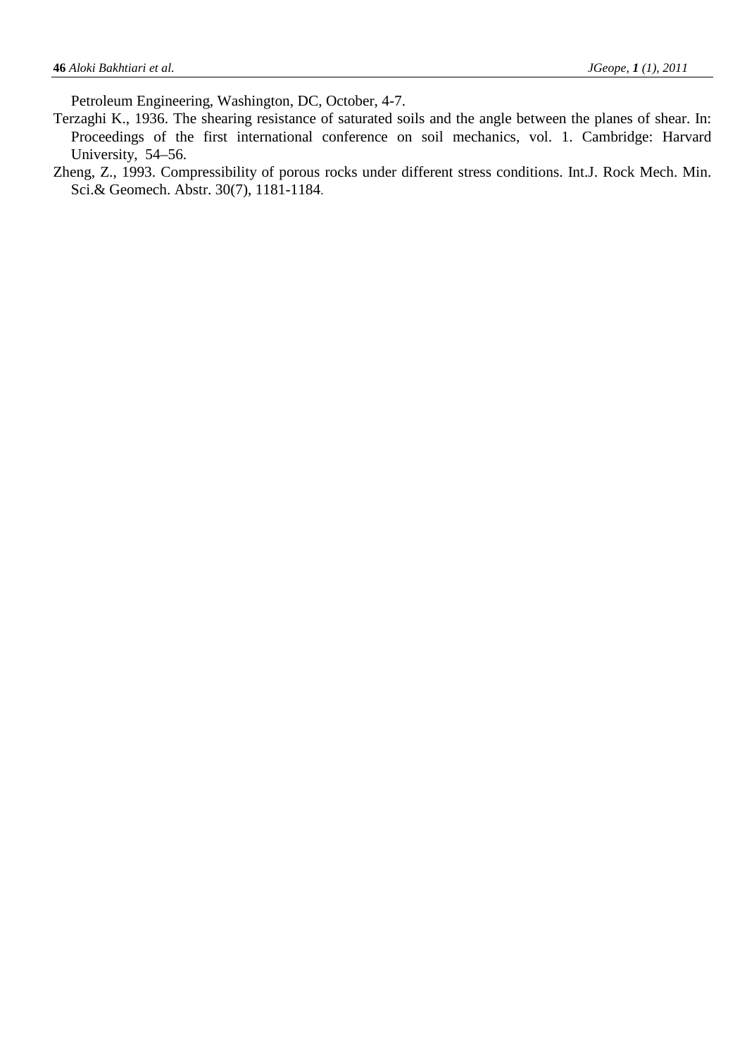Petroleum Engineering, Washington, DC, October, 4-7.

Terzaghi K., 1936. The shearing resistance of saturated soils and the angle between the planes of shear. In: Proceedings of the first international conference on soil mechanics, vol. 1. Cambridge: Harvard University, 54–56.

Zheng, Z., 1993. Compressibility of porous rocks under different stress conditions. Int.J. Rock Mech. Min. Sci.& Geomech. Abstr. 30(7), 1181-1184.